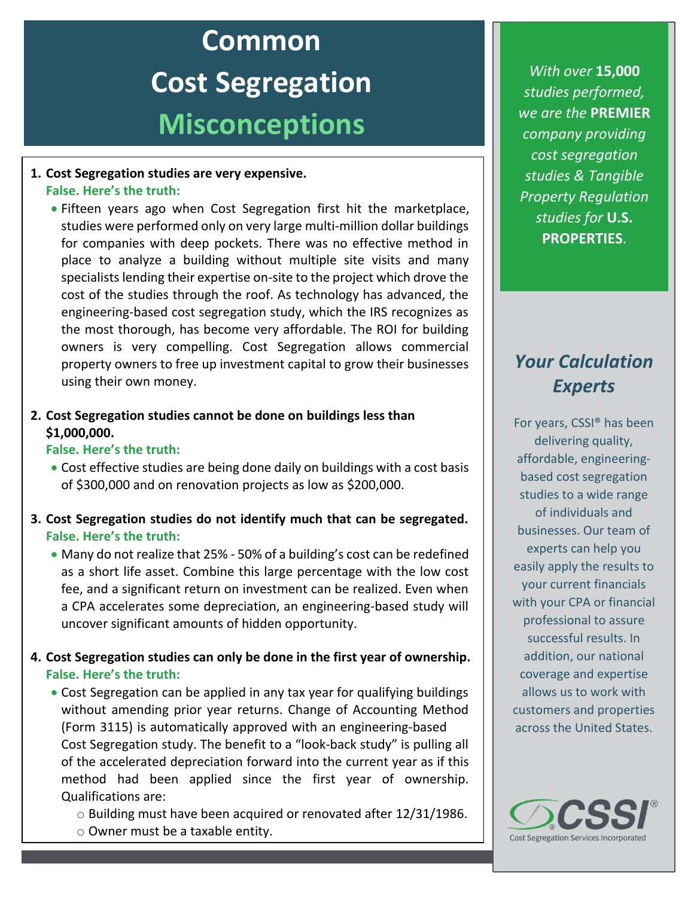# Common Cost Segregation Misconceptions

1. **Cost Segregation studies are very expensive.**
   **False. Here's the truth:**
   - Fifteen years ago when Cost Segregation first hit the marketplace, studies were performed only on very large multi-million dollar buildings for companies with deep pockets. There was no effective method in place to analyze a building without multiple site visits and many specialists lending their expertise on-site to the project which drove the cost of the studies through the roof. As technology has advanced, the engineering-based cost segregation study, which the IRS recognizes as the most thorough, has become very affordable. The ROI for building owners is very compelling. Cost Segregation allows commercial property owners to free up investment capital to grow their businesses using their own money.

2. **Cost Segregation studies cannot be done on buildings less than $1,000,000.**
   **False. Here's the truth:**
   - Cost effective studies are being done daily on buildings with a cost basis of $300,000 and on renovation projects as low as $200,000.

3. **Cost Segregation studies do not identify much that can be segregated.**
   **False. Here's the truth:**
   - Many do not realize that 25% - 50% of a building's cost can be redefined as a short life asset. Combine this large percentage with the low cost fee, and a significant return on investment can be realized. Even when a CPA accelerates some depreciation, an engineering-based study will uncover significant amounts of hidden opportunity.

4. **Cost Segregation studies can only be done in the first year of ownership.**
   **False. Here's the truth:**
   - Cost Segregation can be applied in any tax year for qualifying buildings without amending prior year returns. Change of Accounting Method (Form 3115) is automatically approved with an engineering-based Cost Segregation study. The benefit to a "look-back study" is pulling all of the accelerated depreciation forward into the current year as if this method had been applied since the first year of ownership. Qualifications are:
     - Building must have been acquired or renovated after 12/31/1986.
     - Owner must be a taxable entity.

*With over* ***15,000*** *studies performed, we are the* ***PREMIER*** *company providing cost segregation studies & Tangible Property Regulation studies for* ***U.S. PROPERTIES***.

## *Your Calculation Experts*

For years, CSSI® has been delivering quality, affordable, engineering-based cost segregation studies to a wide range of individuals and businesses. Our team of experts can help you easily apply the results to your current financials with your CPA or financial professional to assure successful results. In addition, our national coverage and expertise allows us to work with customers and properties across the United States.

CSSI®
Cost Segregation Services Incorporated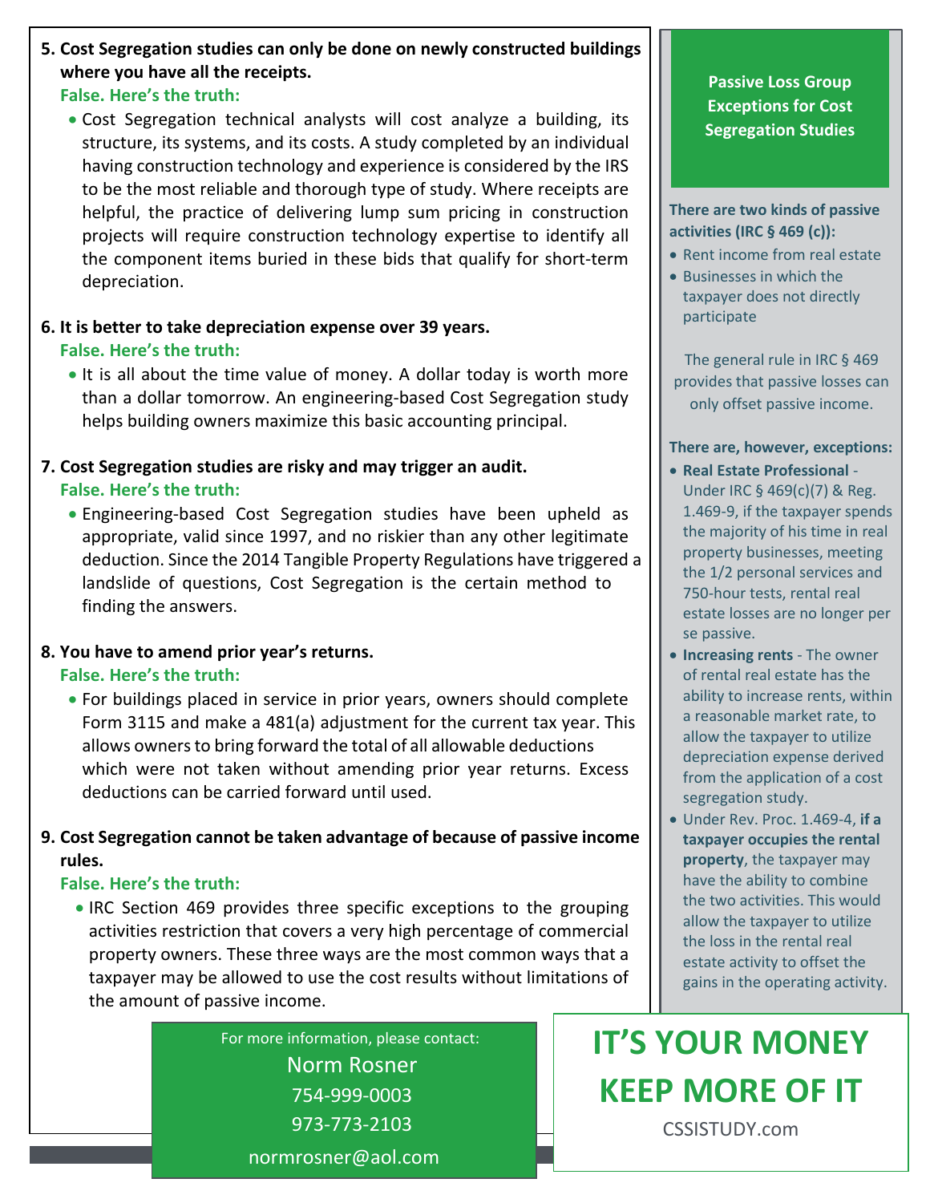**5. Cost Segregation studies can only be done on newly constructed buildings where you have all the receipts.**

**False. Here's the truth:**

- Cost Segregation technical analysts will cost analyze a building, its structure, its systems, and its costs. A study completed by an individual having construction technology and experience is considered by the IRS to be the most reliable and thorough type of study. Where receipts are helpful, the practice of delivering lump sum pricing in construction projects will require construction technology expertise to identify all the component items buried in these bids that qualify for short-term depreciation.

**6. It is better to take depreciation expense over 39 years.**

**False. Here's the truth:**

- It is all about the time value of money. A dollar today is worth more than a dollar tomorrow. An engineering-based Cost Segregation study helps building owners maximize this basic accounting principal.

**7. Cost Segregation studies are risky and may trigger an audit.**

**False. Here's the truth:**

- Engineering-based Cost Segregation studies have been upheld as appropriate, valid since 1997, and no riskier than any other legitimate deduction. Since the 2014 Tangible Property Regulations have triggered a landslide of questions, Cost Segregation is the certain method to finding the answers.

**8. You have to amend prior year's returns.**

**False. Here's the truth:**

- For buildings placed in service in prior years, owners should complete Form 3115 and make a 481(a) adjustment for the current tax year. This allows owners to bring forward the total of all allowable deductions which were not taken without amending prior year returns. Excess deductions can be carried forward until used.

**9. Cost Segregation cannot be taken advantage of because of passive income rules.**

**False. Here's the truth:**

- IRC Section 469 provides three specific exceptions to the grouping activities restriction that covers a very high percentage of commercial property owners. These three ways are the most common ways that a taxpayer may be allowed to use the cost results without limitations of the amount of passive income.

## Passive Loss Group Exceptions for Cost Segregation Studies

**There are two kinds of passive activities (IRC § 469 (c)):**

- Rent income from real estate
- Businesses in which the taxpayer does not directly participate

The general rule in IRC § 469 provides that passive losses can only offset passive income.

**There are, however, exceptions:**

- **Real Estate Professional** - Under IRC § 469(c)(7) & Reg. 1.469-9, if the taxpayer spends the majority of his time in real property businesses, meeting the 1/2 personal services and 750-hour tests, rental real estate losses are no longer per se passive.
- **Increasing rents** - The owner of rental real estate has the ability to increase rents, within a reasonable market rate, to allow the taxpayer to utilize depreciation expense derived from the application of a cost segregation study.
- Under Rev. Proc. 1.469-4, **if a taxpayer occupies the rental property**, the taxpayer may have the ability to combine the two activities. This would allow the taxpayer to utilize the loss in the rental real estate activity to offset the gains in the operating activity.

For more information, please contact:

Norm Rosner

754-999-0003

973-773-2103

normrosner@aol.com

## IT'S YOUR MONEY KEEP MORE OF IT

CSSISTUDY.com